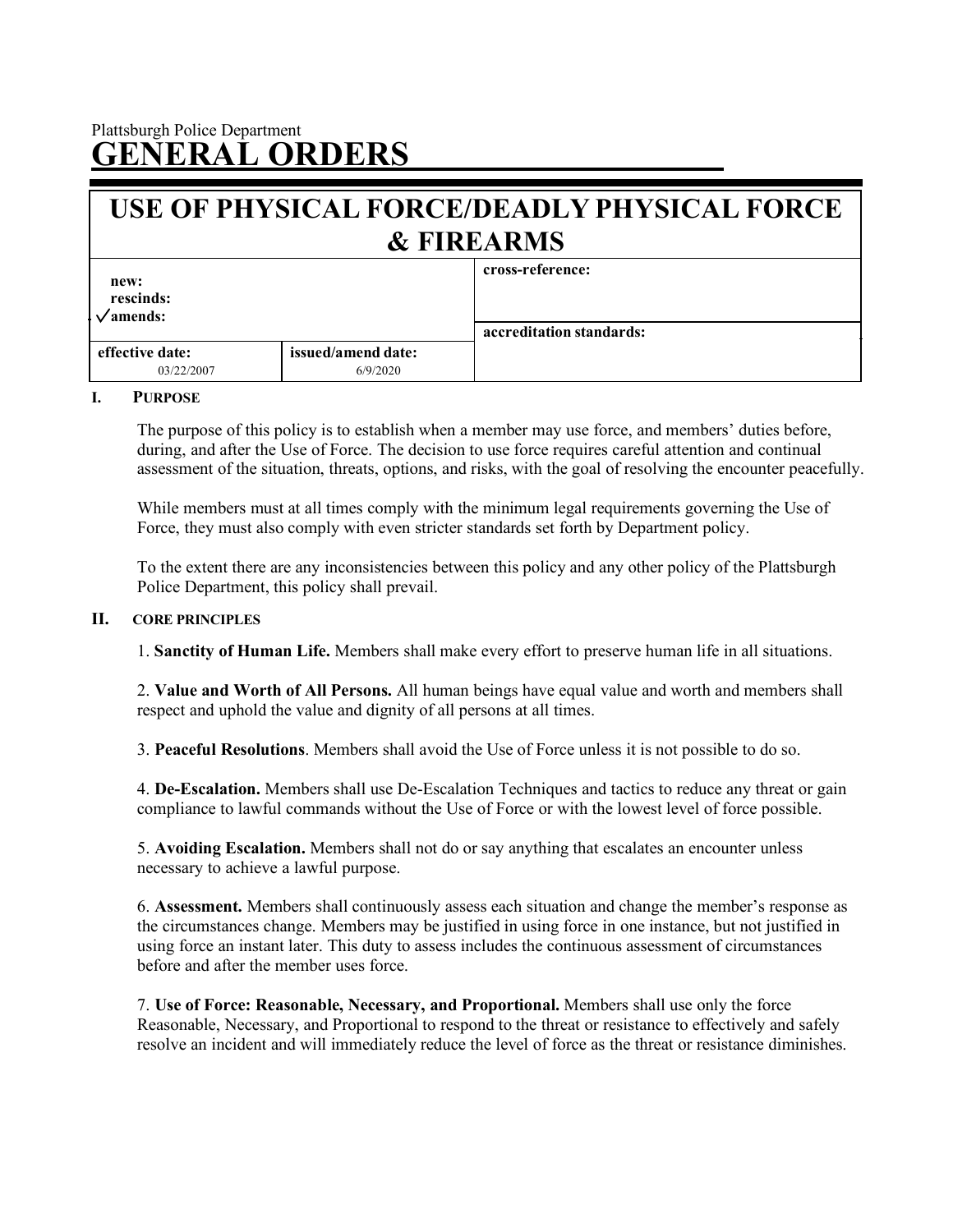Plattsburgh Police Department

# GENERAL ORDERS

## USE OF PHYSICAL FORCE/DEADLY PHYSICAL FORCE & FIREARMS

| new:<br>rescinds:<br>✓amends: | | cross-reference: |
|---|---|---|
| | | accreditation standards: |
| effective date:<br>03/22/2007 | issued/amend date:<br>6/9/2020 | |

### I. PURPOSE

The purpose of this policy is to establish when a member may use force, and members' duties before, during, and after the Use of Force. The decision to use force requires careful attention and continual assessment of the situation, threats, options, and risks, with the goal of resolving the encounter peacefully.

While members must at all times comply with the minimum legal requirements governing the Use of Force, they must also comply with even stricter standards set forth by Department policy.

To the extent there are any inconsistencies between this policy and any other policy of the Plattsburgh Police Department, this policy shall prevail.

### II. CORE PRINCIPLES

1. **Sanctity of Human Life.** Members shall make every effort to preserve human life in all situations.

2. **Value and Worth of All Persons.** All human beings have equal value and worth and members shall respect and uphold the value and dignity of all persons at all times.

3. **Peaceful Resolutions**. Members shall avoid the Use of Force unless it is not possible to do so.

4. **De-Escalation.** Members shall use De-Escalation Techniques and tactics to reduce any threat or gain compliance to lawful commands without the Use of Force or with the lowest level of force possible.

5. **Avoiding Escalation.** Members shall not do or say anything that escalates an encounter unless necessary to achieve a lawful purpose.

6. **Assessment.** Members shall continuously assess each situation and change the member's response as the circumstances change. Members may be justified in using force in one instance, but not justified in using force an instant later. This duty to assess includes the continuous assessment of circumstances before and after the member uses force.

7. **Use of Force: Reasonable, Necessary, and Proportional.** Members shall use only the force Reasonable, Necessary, and Proportional to respond to the threat or resistance to effectively and safely resolve an incident and will immediately reduce the level of force as the threat or resistance diminishes.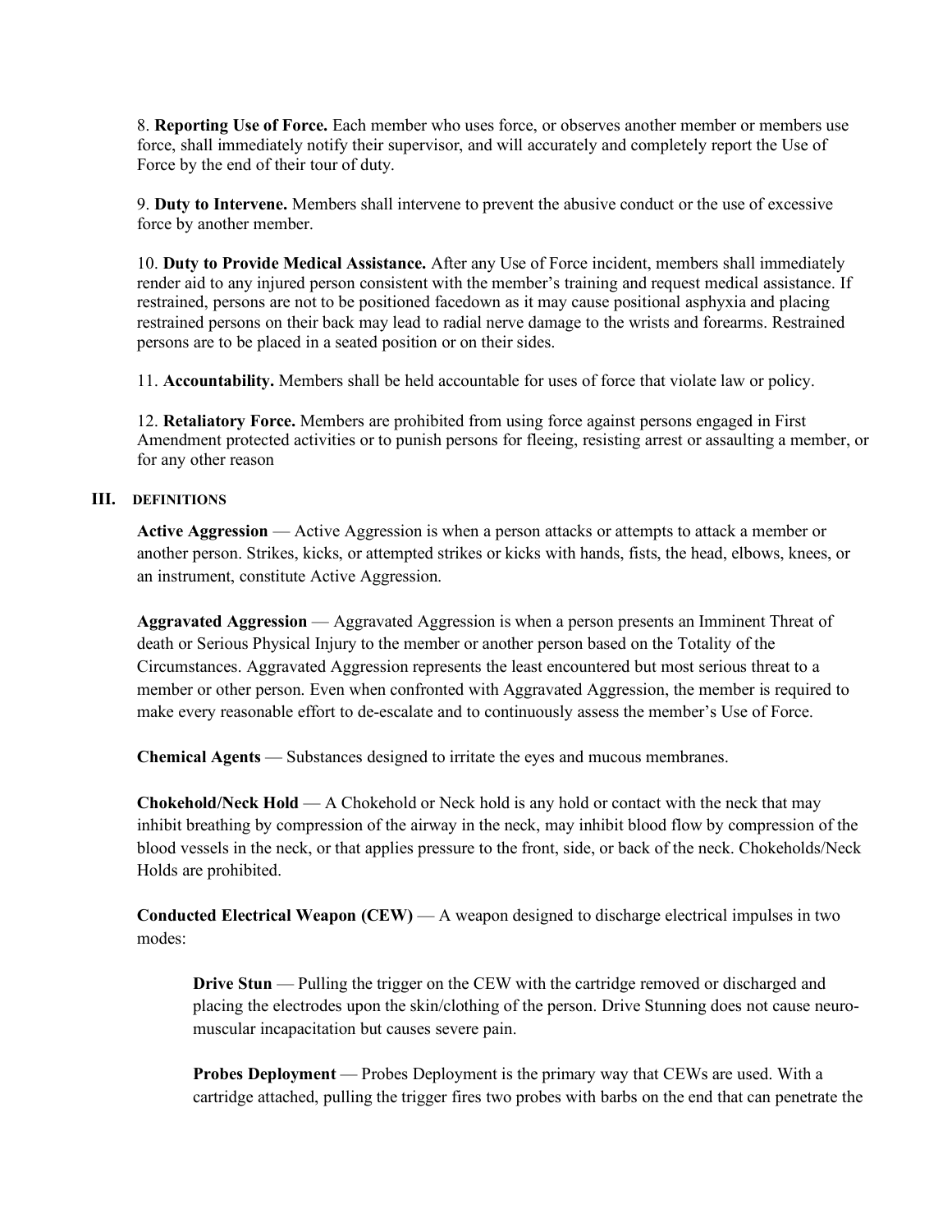8. **Reporting Use of Force.** Each member who uses force, or observes another member or members use force, shall immediately notify their supervisor, and will accurately and completely report the Use of Force by the end of their tour of duty.

9. **Duty to Intervene.** Members shall intervene to prevent the abusive conduct or the use of excessive force by another member.

10. **Duty to Provide Medical Assistance.** After any Use of Force incident, members shall immediately render aid to any injured person consistent with the member's training and request medical assistance. If restrained, persons are not to be positioned facedown as it may cause positional asphyxia and placing restrained persons on their back may lead to radial nerve damage to the wrists and forearms. Restrained persons are to be placed in a seated position or on their sides.

11. **Accountability.** Members shall be held accountable for uses of force that violate law or policy.

12. **Retaliatory Force.** Members are prohibited from using force against persons engaged in First Amendment protected activities or to punish persons for fleeing, resisting arrest or assaulting a member, or for any other reason

## III. DEFINITIONS

**Active Aggression** — Active Aggression is when a person attacks or attempts to attack a member or another person. Strikes, kicks, or attempted strikes or kicks with hands, fists, the head, elbows, knees, or an instrument, constitute Active Aggression.

**Aggravated Aggression** — Aggravated Aggression is when a person presents an Imminent Threat of death or Serious Physical Injury to the member or another person based on the Totality of the Circumstances. Aggravated Aggression represents the least encountered but most serious threat to a member or other person. Even when confronted with Aggravated Aggression, the member is required to make every reasonable effort to de-escalate and to continuously assess the member's Use of Force.

**Chemical Agents** — Substances designed to irritate the eyes and mucous membranes.

**Chokehold/Neck Hold** — A Chokehold or Neck hold is any hold or contact with the neck that may inhibit breathing by compression of the airway in the neck, may inhibit blood flow by compression of the blood vessels in the neck, or that applies pressure to the front, side, or back of the neck. Chokeholds/Neck Holds are prohibited.

**Conducted Electrical Weapon (CEW)** — A weapon designed to discharge electrical impulses in two modes:

> **Drive Stun** — Pulling the trigger on the CEW with the cartridge removed or discharged and placing the electrodes upon the skin/clothing of the person. Drive Stunning does not cause neuro-muscular incapacitation but causes severe pain.
>
> **Probes Deployment** — Probes Deployment is the primary way that CEWs are used. With a cartridge attached, pulling the trigger fires two probes with barbs on the end that can penetrate the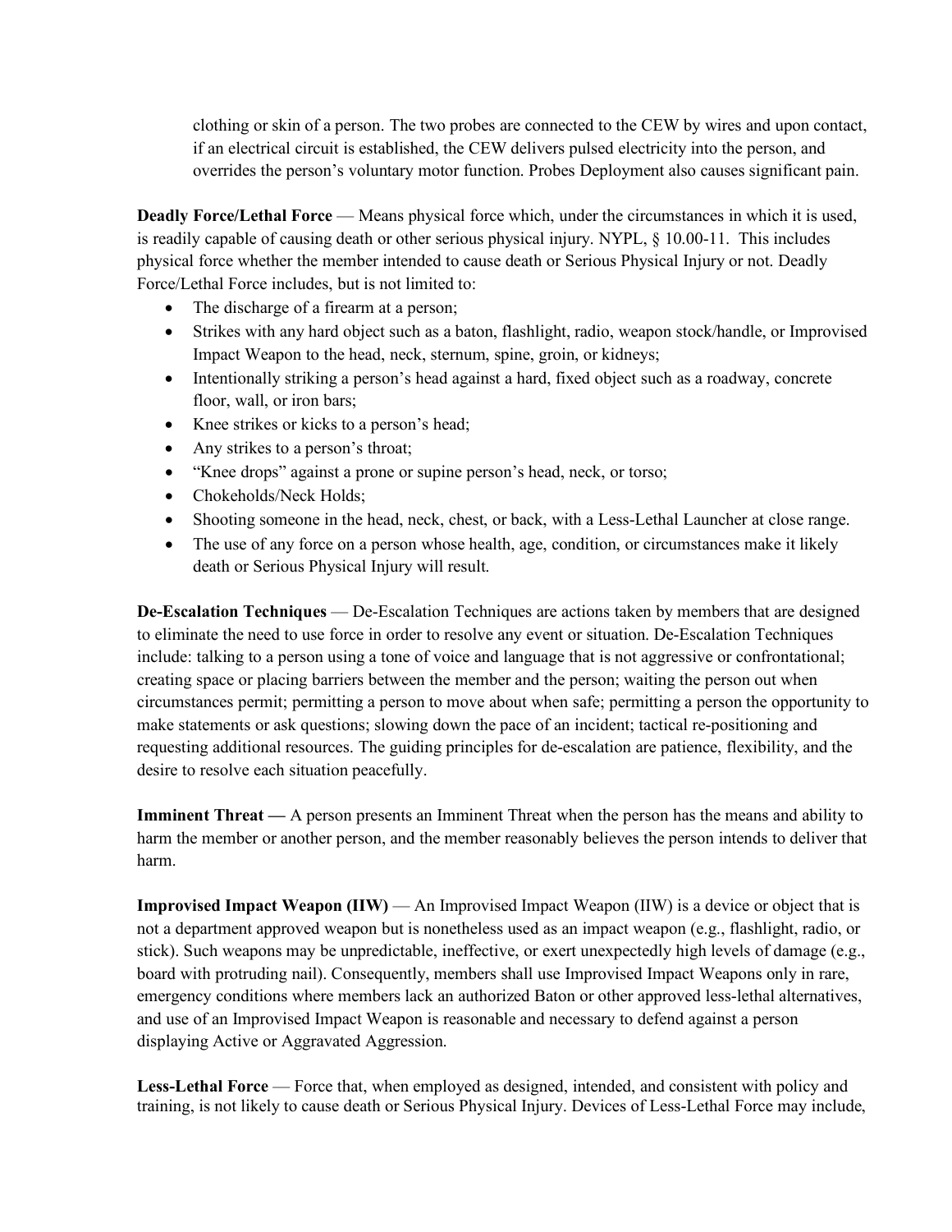clothing or skin of a person. The two probes are connected to the CEW by wires and upon contact, if an electrical circuit is established, the CEW delivers pulsed electricity into the person, and overrides the person's voluntary motor function. Probes Deployment also causes significant pain.

**Deadly Force/Lethal Force** — Means physical force which, under the circumstances in which it is used, is readily capable of causing death or other serious physical injury. NYPL, § 10.00-11. This includes physical force whether the member intended to cause death or Serious Physical Injury or not. Deadly Force/Lethal Force includes, but is not limited to:

- The discharge of a firearm at a person;
- Strikes with any hard object such as a baton, flashlight, radio, weapon stock/handle, or Improvised Impact Weapon to the head, neck, sternum, spine, groin, or kidneys;
- Intentionally striking a person's head against a hard, fixed object such as a roadway, concrete floor, wall, or iron bars;
- Knee strikes or kicks to a person's head;
- Any strikes to a person's throat;
- "Knee drops" against a prone or supine person's head, neck, or torso;
- Chokeholds/Neck Holds;
- Shooting someone in the head, neck, chest, or back, with a Less-Lethal Launcher at close range.
- The use of any force on a person whose health, age, condition, or circumstances make it likely death or Serious Physical Injury will result.

**De-Escalation Techniques** — De-Escalation Techniques are actions taken by members that are designed to eliminate the need to use force in order to resolve any event or situation. De-Escalation Techniques include: talking to a person using a tone of voice and language that is not aggressive or confrontational; creating space or placing barriers between the member and the person; waiting the person out when circumstances permit; permitting a person to move about when safe; permitting a person the opportunity to make statements or ask questions; slowing down the pace of an incident; tactical re-positioning and requesting additional resources. The guiding principles for de-escalation are patience, flexibility, and the desire to resolve each situation peacefully.

**Imminent Threat —** A person presents an Imminent Threat when the person has the means and ability to harm the member or another person, and the member reasonably believes the person intends to deliver that harm.

**Improvised Impact Weapon (IIW)** — An Improvised Impact Weapon (IIW) is a device or object that is not a department approved weapon but is nonetheless used as an impact weapon (e.g., flashlight, radio, or stick). Such weapons may be unpredictable, ineffective, or exert unexpectedly high levels of damage (e.g., board with protruding nail). Consequently, members shall use Improvised Impact Weapons only in rare, emergency conditions where members lack an authorized Baton or other approved less-lethal alternatives, and use of an Improvised Impact Weapon is reasonable and necessary to defend against a person displaying Active or Aggravated Aggression.

**Less-Lethal Force** — Force that, when employed as designed, intended, and consistent with policy and training, is not likely to cause death or Serious Physical Injury. Devices of Less-Lethal Force may include,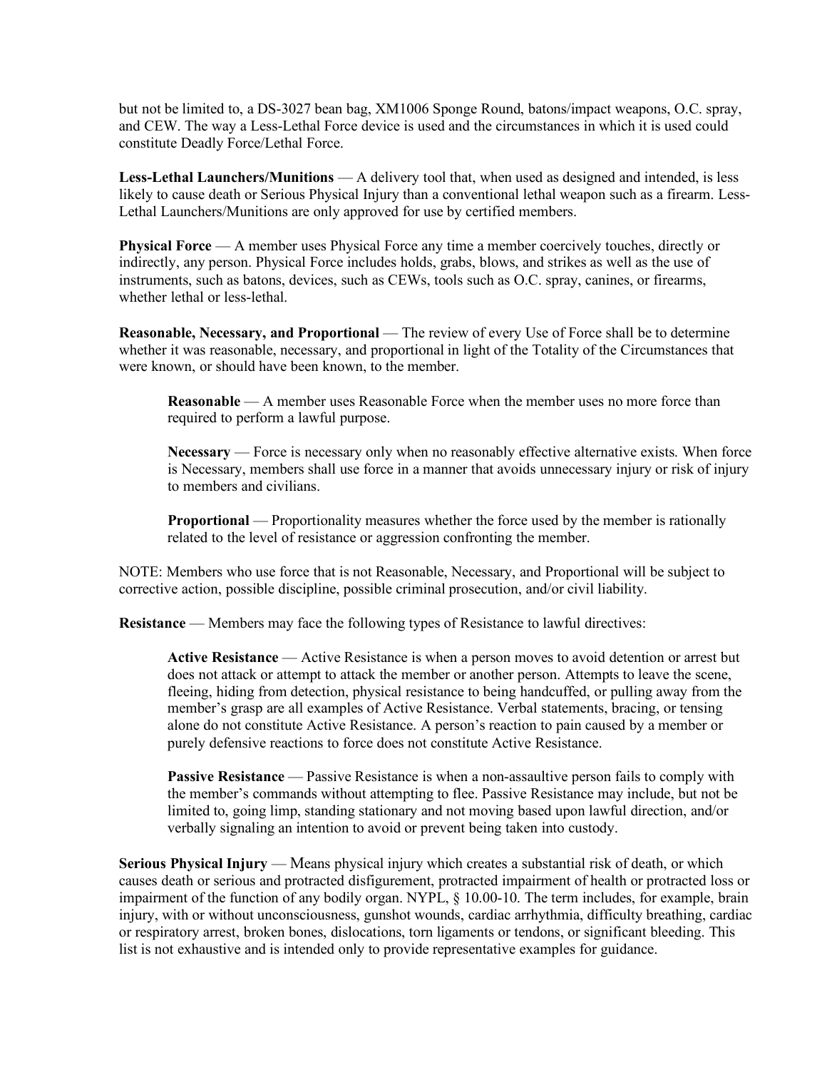but not be limited to, a DS-3027 bean bag, XM1006 Sponge Round, batons/impact weapons, O.C. spray, and CEW. The way a Less-Lethal Force device is used and the circumstances in which it is used could constitute Deadly Force/Lethal Force.

**Less-Lethal Launchers/Munitions** — A delivery tool that, when used as designed and intended, is less likely to cause death or Serious Physical Injury than a conventional lethal weapon such as a firearm. Less-Lethal Launchers/Munitions are only approved for use by certified members.

**Physical Force** — A member uses Physical Force any time a member coercively touches, directly or indirectly, any person. Physical Force includes holds, grabs, blows, and strikes as well as the use of instruments, such as batons, devices, such as CEWs, tools such as O.C. spray, canines, or firearms, whether lethal or less-lethal.

**Reasonable, Necessary, and Proportional** — The review of every Use of Force shall be to determine whether it was reasonable, necessary, and proportional in light of the Totality of the Circumstances that were known, or should have been known, to the member.

> **Reasonable** — A member uses Reasonable Force when the member uses no more force than required to perform a lawful purpose.
>
> **Necessary** — Force is necessary only when no reasonably effective alternative exists. When force is Necessary, members shall use force in a manner that avoids unnecessary injury or risk of injury to members and civilians.
>
> **Proportional** — Proportionality measures whether the force used by the member is rationally related to the level of resistance or aggression confronting the member.

NOTE: Members who use force that is not Reasonable, Necessary, and Proportional will be subject to corrective action, possible discipline, possible criminal prosecution, and/or civil liability.

**Resistance** — Members may face the following types of Resistance to lawful directives:

> **Active Resistance** — Active Resistance is when a person moves to avoid detention or arrest but does not attack or attempt to attack the member or another person. Attempts to leave the scene, fleeing, hiding from detection, physical resistance to being handcuffed, or pulling away from the member's grasp are all examples of Active Resistance. Verbal statements, bracing, or tensing alone do not constitute Active Resistance. A person's reaction to pain caused by a member or purely defensive reactions to force does not constitute Active Resistance.
>
> **Passive Resistance** — Passive Resistance is when a non-assaultive person fails to comply with the member's commands without attempting to flee. Passive Resistance may include, but not be limited to, going limp, standing stationary and not moving based upon lawful direction, and/or verbally signaling an intention to avoid or prevent being taken into custody.

**Serious Physical Injury** — Means physical injury which creates a substantial risk of death, or which causes death or serious and protracted disfigurement, protracted impairment of health or protracted loss or impairment of the function of any bodily organ. NYPL, § 10.00-10. The term includes, for example, brain injury, with or without unconsciousness, gunshot wounds, cardiac arrhythmia, difficulty breathing, cardiac or respiratory arrest, broken bones, dislocations, torn ligaments or tendons, or significant bleeding. This list is not exhaustive and is intended only to provide representative examples for guidance.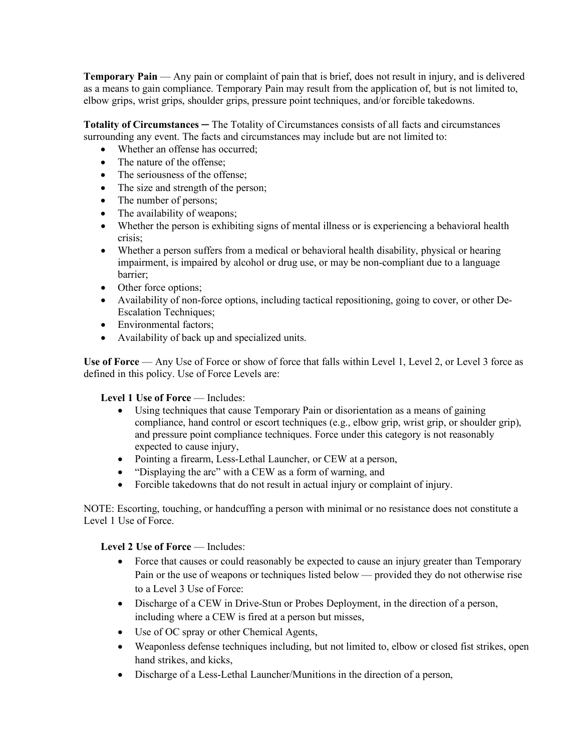**Temporary Pain** — Any pain or complaint of pain that is brief, does not result in injury, and is delivered as a means to gain compliance. Temporary Pain may result from the application of, but is not limited to, elbow grips, wrist grips, shoulder grips, pressure point techniques, and/or forcible takedowns.

**Totality of Circumstances** ─ The Totality of Circumstances consists of all facts and circumstances surrounding any event. The facts and circumstances may include but are not limited to:

- Whether an offense has occurred;
- The nature of the offense;
- The seriousness of the offense;
- The size and strength of the person;
- The number of persons;
- The availability of weapons;
- Whether the person is exhibiting signs of mental illness or is experiencing a behavioral health crisis;
- Whether a person suffers from a medical or behavioral health disability, physical or hearing impairment, is impaired by alcohol or drug use, or may be non-compliant due to a language barrier;
- Other force options;
- Availability of non-force options, including tactical repositioning, going to cover, or other De-Escalation Techniques;
- Environmental factors;
- Availability of back up and specialized units.

**Use of Force** — Any Use of Force or show of force that falls within Level 1, Level 2, or Level 3 force as defined in this policy. Use of Force Levels are:

**Level 1 Use of Force** — Includes:

- Using techniques that cause Temporary Pain or disorientation as a means of gaining compliance, hand control or escort techniques (e.g., elbow grip, wrist grip, or shoulder grip), and pressure point compliance techniques. Force under this category is not reasonably expected to cause injury,
- Pointing a firearm, Less-Lethal Launcher, or CEW at a person,
- "Displaying the arc" with a CEW as a form of warning, and
- Forcible takedowns that do not result in actual injury or complaint of injury.

NOTE: Escorting, touching, or handcuffing a person with minimal or no resistance does not constitute a Level 1 Use of Force.

**Level 2 Use of Force** — Includes:

- Force that causes or could reasonably be expected to cause an injury greater than Temporary Pain or the use of weapons or techniques listed below — provided they do not otherwise rise to a Level 3 Use of Force:
- Discharge of a CEW in Drive-Stun or Probes Deployment, in the direction of a person, including where a CEW is fired at a person but misses,
- Use of OC spray or other Chemical Agents,
- Weaponless defense techniques including, but not limited to, elbow or closed fist strikes, open hand strikes, and kicks,
- Discharge of a Less-Lethal Launcher/Munitions in the direction of a person,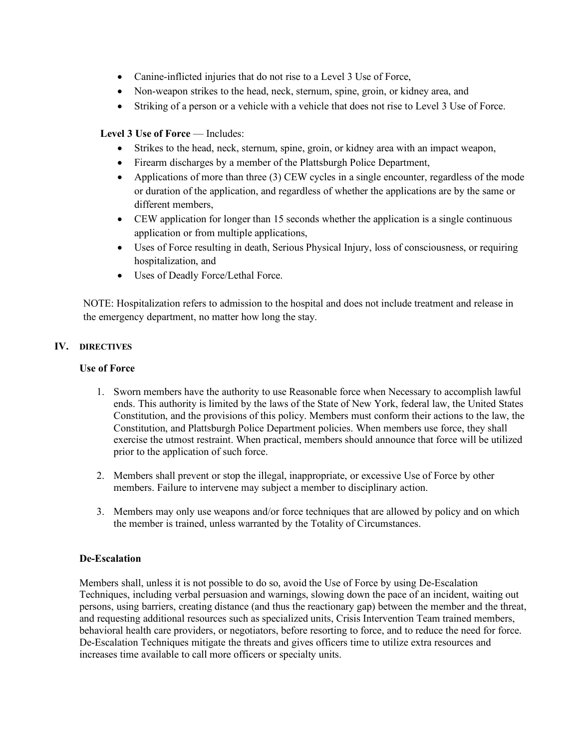- Canine-inflicted injuries that do not rise to a Level 3 Use of Force,
- Non-weapon strikes to the head, neck, sternum, spine, groin, or kidney area, and
- Striking of a person or a vehicle with a vehicle that does not rise to Level 3 Use of Force.

**Level 3 Use of Force** — Includes:

- Strikes to the head, neck, sternum, spine, groin, or kidney area with an impact weapon,
- Firearm discharges by a member of the Plattsburgh Police Department,
- Applications of more than three (3) CEW cycles in a single encounter, regardless of the mode or duration of the application, and regardless of whether the applications are by the same or different members,
- CEW application for longer than 15 seconds whether the application is a single continuous application or from multiple applications,
- Uses of Force resulting in death, Serious Physical Injury, loss of consciousness, or requiring hospitalization, and
- Uses of Deadly Force/Lethal Force.

NOTE: Hospitalization refers to admission to the hospital and does not include treatment and release in the emergency department, no matter how long the stay.

## IV. DIRECTIVES

### Use of Force

1. Sworn members have the authority to use Reasonable force when Necessary to accomplish lawful ends. This authority is limited by the laws of the State of New York, federal law, the United States Constitution, and the provisions of this policy. Members must conform their actions to the law, the Constitution, and Plattsburgh Police Department policies. When members use force, they shall exercise the utmost restraint. When practical, members should announce that force will be utilized prior to the application of such force.

2. Members shall prevent or stop the illegal, inappropriate, or excessive Use of Force by other members. Failure to intervene may subject a member to disciplinary action.

3. Members may only use weapons and/or force techniques that are allowed by policy and on which the member is trained, unless warranted by the Totality of Circumstances.

### De-Escalation

Members shall, unless it is not possible to do so, avoid the Use of Force by using De-Escalation Techniques, including verbal persuasion and warnings, slowing down the pace of an incident, waiting out persons, using barriers, creating distance (and thus the reactionary gap) between the member and the threat, and requesting additional resources such as specialized units, Crisis Intervention Team trained members, behavioral health care providers, or negotiators, before resorting to force, and to reduce the need for force. De-Escalation Techniques mitigate the threats and gives officers time to utilize extra resources and increases time available to call more officers or specialty units.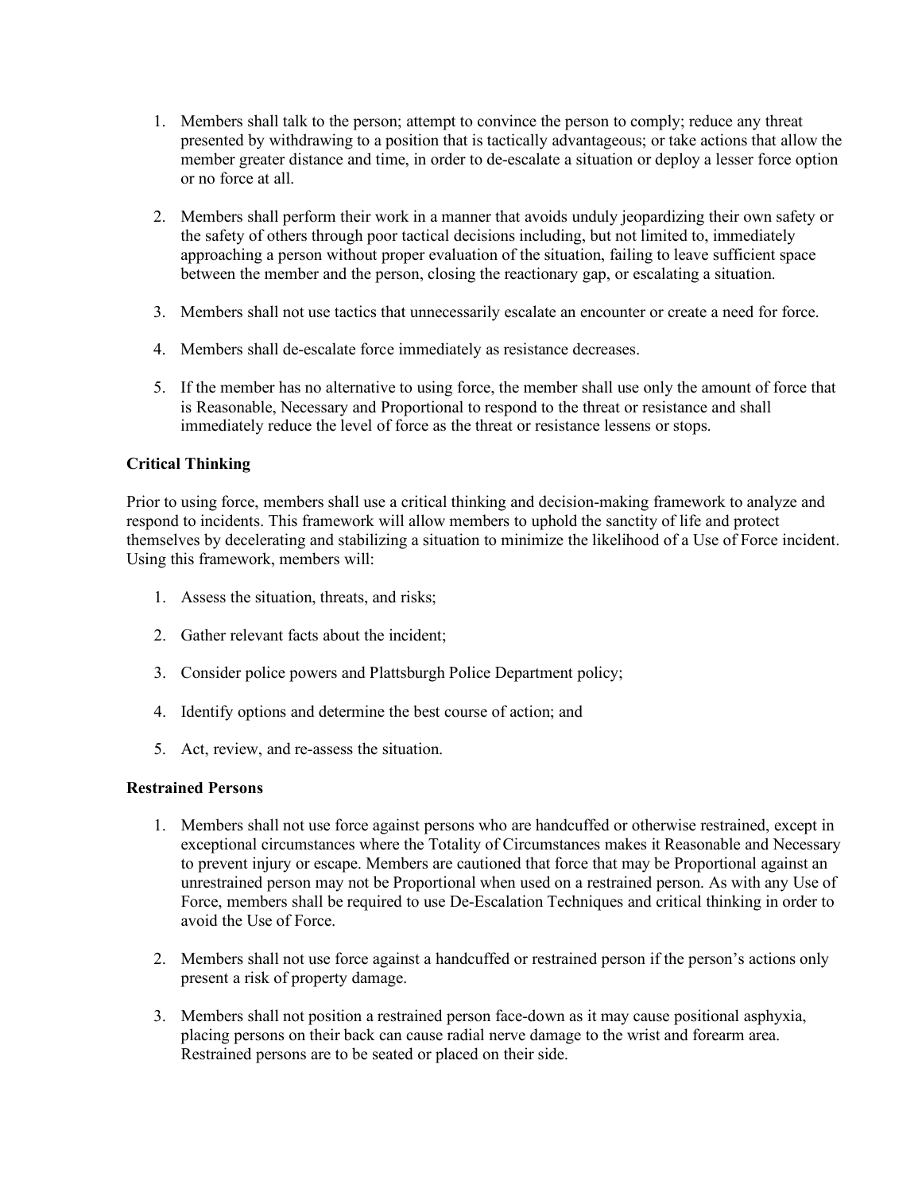1. Members shall talk to the person; attempt to convince the person to comply; reduce any threat presented by withdrawing to a position that is tactically advantageous; or take actions that allow the member greater distance and time, in order to de-escalate a situation or deploy a lesser force option or no force at all.

2. Members shall perform their work in a manner that avoids unduly jeopardizing their own safety or the safety of others through poor tactical decisions including, but not limited to, immediately approaching a person without proper evaluation of the situation, failing to leave sufficient space between the member and the person, closing the reactionary gap, or escalating a situation.

3. Members shall not use tactics that unnecessarily escalate an encounter or create a need for force.

4. Members shall de-escalate force immediately as resistance decreases.

5. If the member has no alternative to using force, the member shall use only the amount of force that is Reasonable, Necessary and Proportional to respond to the threat or resistance and shall immediately reduce the level of force as the threat or resistance lessens or stops.

**Critical Thinking**

Prior to using force, members shall use a critical thinking and decision-making framework to analyze and respond to incidents. This framework will allow members to uphold the sanctity of life and protect themselves by decelerating and stabilizing a situation to minimize the likelihood of a Use of Force incident. Using this framework, members will:

1. Assess the situation, threats, and risks;

2. Gather relevant facts about the incident;

3. Consider police powers and Plattsburgh Police Department policy;

4. Identify options and determine the best course of action; and

5. Act, review, and re-assess the situation.

**Restrained Persons**

1. Members shall not use force against persons who are handcuffed or otherwise restrained, except in exceptional circumstances where the Totality of Circumstances makes it Reasonable and Necessary to prevent injury or escape. Members are cautioned that force that may be Proportional against an unrestrained person may not be Proportional when used on a restrained person. As with any Use of Force, members shall be required to use De-Escalation Techniques and critical thinking in order to avoid the Use of Force.

2. Members shall not use force against a handcuffed or restrained person if the person's actions only present a risk of property damage.

3. Members shall not position a restrained person face-down as it may cause positional asphyxia, placing persons on their back can cause radial nerve damage to the wrist and forearm area. Restrained persons are to be seated or placed on their side.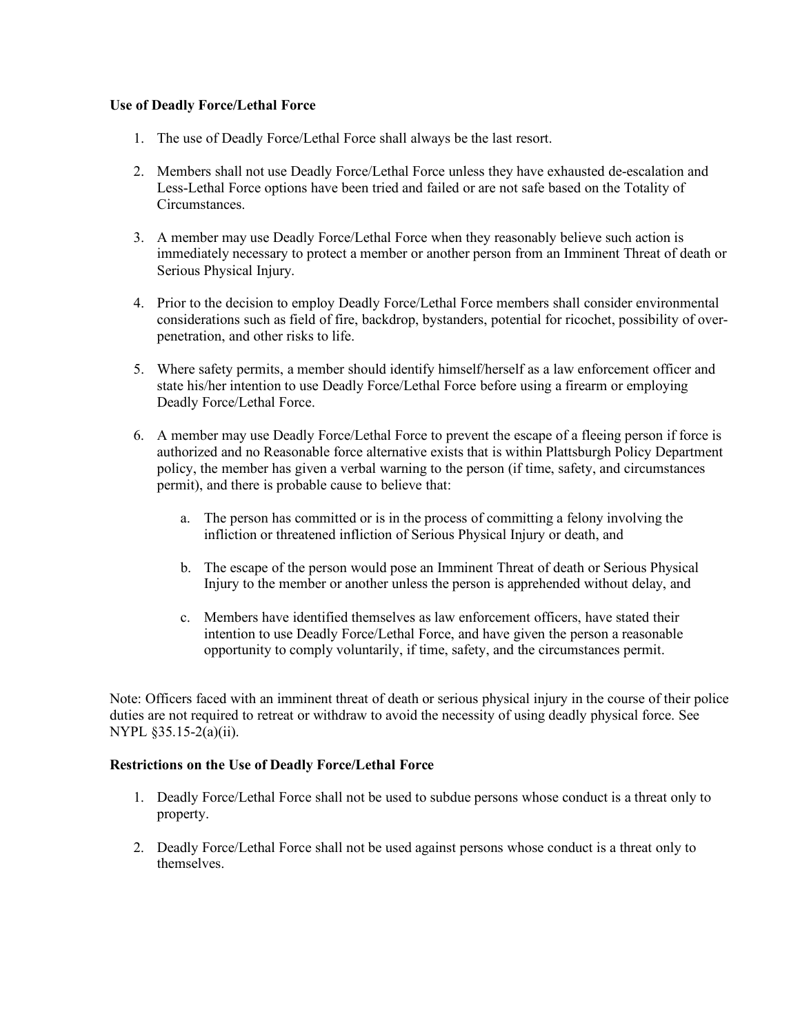**Use of Deadly Force/Lethal Force**

1. The use of Deadly Force/Lethal Force shall always be the last resort.

2. Members shall not use Deadly Force/Lethal Force unless they have exhausted de-escalation and Less-Lethal Force options have been tried and failed or are not safe based on the Totality of Circumstances.

3. A member may use Deadly Force/Lethal Force when they reasonably believe such action is immediately necessary to protect a member or another person from an Imminent Threat of death or Serious Physical Injury.

4. Prior to the decision to employ Deadly Force/Lethal Force members shall consider environmental considerations such as field of fire, backdrop, bystanders, potential for ricochet, possibility of over-penetration, and other risks to life.

5. Where safety permits, a member should identify himself/herself as a law enforcement officer and state his/her intention to use Deadly Force/Lethal Force before using a firearm or employing Deadly Force/Lethal Force.

6. A member may use Deadly Force/Lethal Force to prevent the escape of a fleeing person if force is authorized and no Reasonable force alternative exists that is within Plattsburgh Policy Department policy, the member has given a verbal warning to the person (if time, safety, and circumstances permit), and there is probable cause to believe that:

   a. The person has committed or is in the process of committing a felony involving the infliction or threatened infliction of Serious Physical Injury or death, and

   b. The escape of the person would pose an Imminent Threat of death or Serious Physical Injury to the member or another unless the person is apprehended without delay, and

   c. Members have identified themselves as law enforcement officers, have stated their intention to use Deadly Force/Lethal Force, and have given the person a reasonable opportunity to comply voluntarily, if time, safety, and the circumstances permit.

Note: Officers faced with an imminent threat of death or serious physical injury in the course of their police duties are not required to retreat or withdraw to avoid the necessity of using deadly physical force. See NYPL §35.15-2(a)(ii).

**Restrictions on the Use of Deadly Force/Lethal Force**

1. Deadly Force/Lethal Force shall not be used to subdue persons whose conduct is a threat only to property.

2. Deadly Force/Lethal Force shall not be used against persons whose conduct is a threat only to themselves.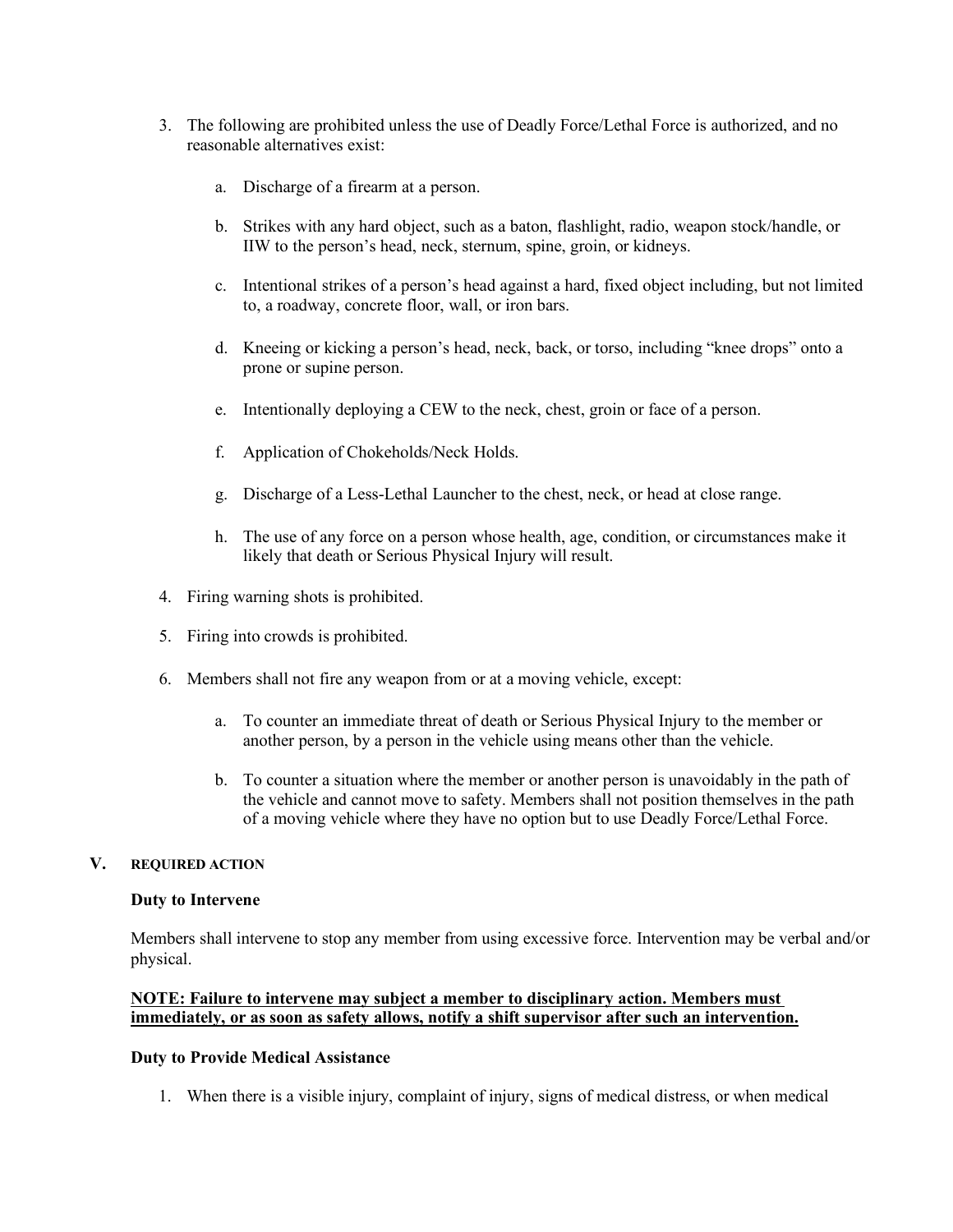3. The following are prohibited unless the use of Deadly Force/Lethal Force is authorized, and no reasonable alternatives exist:

    a. Discharge of a firearm at a person.

    b. Strikes with any hard object, such as a baton, flashlight, radio, weapon stock/handle, or IIW to the person's head, neck, sternum, spine, groin, or kidneys.

    c. Intentional strikes of a person's head against a hard, fixed object including, but not limited to, a roadway, concrete floor, wall, or iron bars.

    d. Kneeing or kicking a person's head, neck, back, or torso, including "knee drops" onto a prone or supine person.

    e. Intentionally deploying a CEW to the neck, chest, groin or face of a person.

    f. Application of Chokeholds/Neck Holds.

    g. Discharge of a Less-Lethal Launcher to the chest, neck, or head at close range.

    h. The use of any force on a person whose health, age, condition, or circumstances make it likely that death or Serious Physical Injury will result.

4. Firing warning shots is prohibited.

5. Firing into crowds is prohibited.

6. Members shall not fire any weapon from or at a moving vehicle, except:

    a. To counter an immediate threat of death or Serious Physical Injury to the member or another person, by a person in the vehicle using means other than the vehicle.

    b. To counter a situation where the member or another person is unavoidably in the path of the vehicle and cannot move to safety. Members shall not position themselves in the path of a moving vehicle where they have no option but to use Deadly Force/Lethal Force.

## V. REQUIRED ACTION

**Duty to Intervene**

Members shall intervene to stop any member from using excessive force. Intervention may be verbal and/or physical.

**NOTE: Failure to intervene may subject a member to disciplinary action. Members must immediately, or as soon as safety allows, notify a shift supervisor after such an intervention.**

**Duty to Provide Medical Assistance**

1. When there is a visible injury, complaint of injury, signs of medical distress, or when medical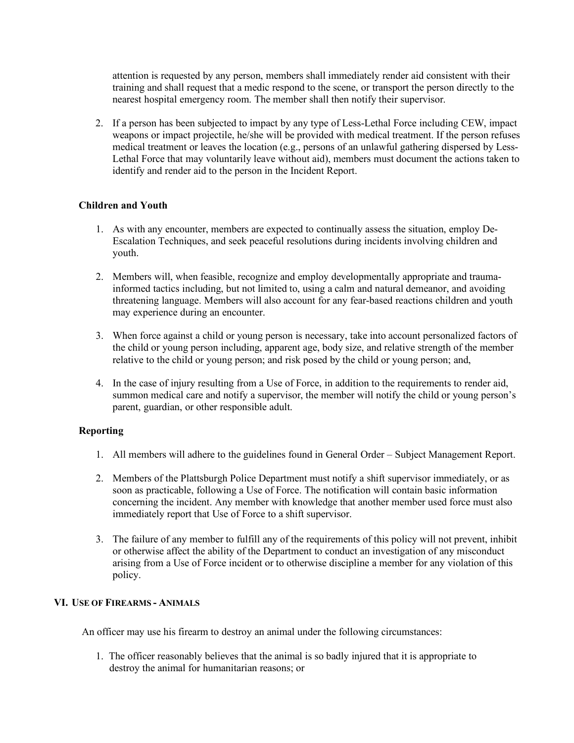attention is requested by any person, members shall immediately render aid consistent with their training and shall request that a medic respond to the scene, or transport the person directly to the nearest hospital emergency room. The member shall then notify their supervisor.

2. If a person has been subjected to impact by any type of Less-Lethal Force including CEW, impact weapons or impact projectile, he/she will be provided with medical treatment. If the person refuses medical treatment or leaves the location (e.g., persons of an unlawful gathering dispersed by Less-Lethal Force that may voluntarily leave without aid), members must document the actions taken to identify and render aid to the person in the Incident Report.

### Children and Youth

1. As with any encounter, members are expected to continually assess the situation, employ De-Escalation Techniques, and seek peaceful resolutions during incidents involving children and youth.

2. Members will, when feasible, recognize and employ developmentally appropriate and trauma-informed tactics including, but not limited to, using a calm and natural demeanor, and avoiding threatening language. Members will also account for any fear-based reactions children and youth may experience during an encounter.

3. When force against a child or young person is necessary, take into account personalized factors of the child or young person including, apparent age, body size, and relative strength of the member relative to the child or young person; and risk posed by the child or young person; and,

4. In the case of injury resulting from a Use of Force, in addition to the requirements to render aid, summon medical care and notify a supervisor, the member will notify the child or young person's parent, guardian, or other responsible adult.

### Reporting

1. All members will adhere to the guidelines found in General Order – Subject Management Report.

2. Members of the Plattsburgh Police Department must notify a shift supervisor immediately, or as soon as practicable, following a Use of Force. The notification will contain basic information concerning the incident. Any member with knowledge that another member used force must also immediately report that Use of Force to a shift supervisor.

3. The failure of any member to fulfill any of the requirements of this policy will not prevent, inhibit or otherwise affect the ability of the Department to conduct an investigation of any misconduct arising from a Use of Force incident or to otherwise discipline a member for any violation of this policy.

## VI. Use of Firearms - Animals

An officer may use his firearm to destroy an animal under the following circumstances:

1. The officer reasonably believes that the animal is so badly injured that it is appropriate to destroy the animal for humanitarian reasons; or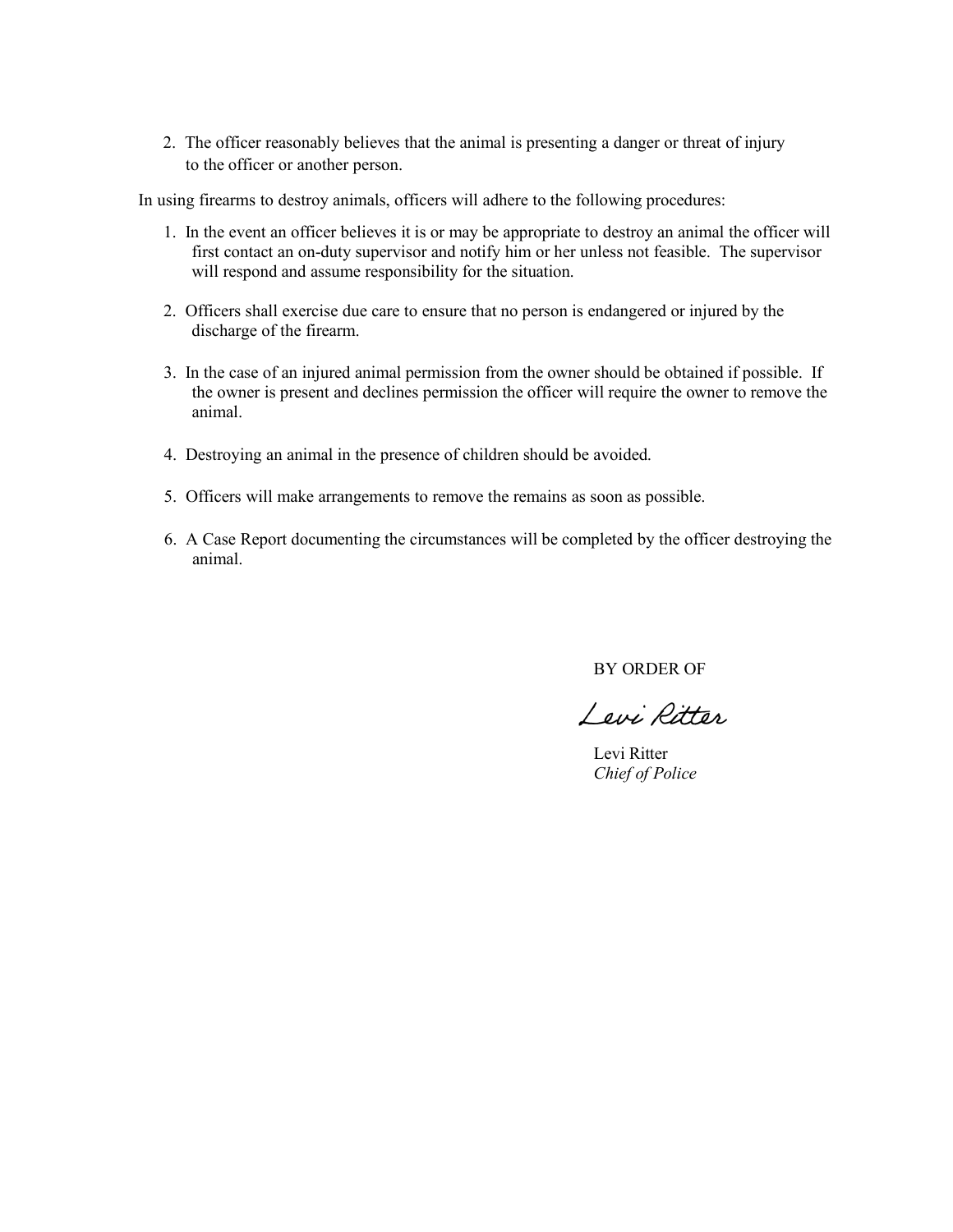2. The officer reasonably believes that the animal is presenting a danger or threat of injury to the officer or another person.

In using firearms to destroy animals, officers will adhere to the following procedures:

1. In the event an officer believes it is or may be appropriate to destroy an animal the officer will first contact an on-duty supervisor and notify him or her unless not feasible. The supervisor will respond and assume responsibility for the situation.

2. Officers shall exercise due care to ensure that no person is endangered or injured by the discharge of the firearm.

3. In the case of an injured animal permission from the owner should be obtained if possible. If the owner is present and declines permission the officer will require the owner to remove the animal.

4. Destroying an animal in the presence of children should be avoided.

5. Officers will make arrangements to remove the remains as soon as possible.

6. A Case Report documenting the circumstances will be completed by the officer destroying the animal.

BY ORDER OF

*Levi Ritter*

Levi Ritter
*Chief of Police*